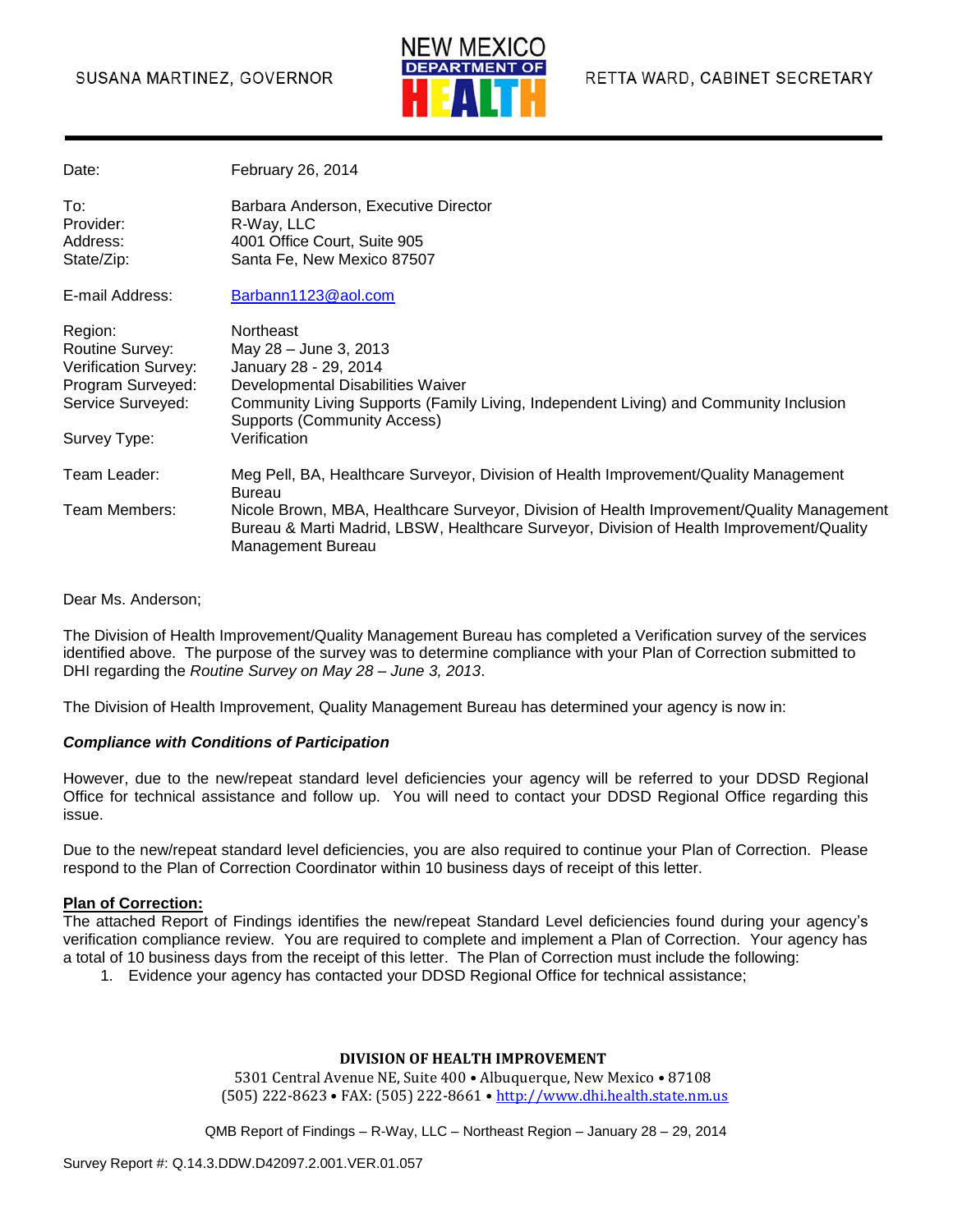SUSANA MARTINEZ, GOVERNOR

NEW MEXICO DEPARTMENT OF HEALTH

RETTA WARD, CABINET SECRETARY

| | |
|---|---|
| Date: | February 26, 2014 |
| To: | Barbara Anderson, Executive Director |
| Provider: | R-Way, LLC |
| Address: | 4001 Office Court, Suite 905 |
| State/Zip: | Santa Fe, New Mexico 87507 |
| E-mail Address: | Barbann1123@aol.com |
| Region: | Northeast |
| Routine Survey: | May 28 – June 3, 2013 |
| Verification Survey: | January 28 - 29, 2014 |
| Program Surveyed: | Developmental Disabilities Waiver |
| Service Surveyed: | Community Living Supports (Family Living, Independent Living) and Community Inclusion Supports (Community Access) |
| Survey Type: | Verification |
| Team Leader: | Meg Pell, BA, Healthcare Surveyor, Division of Health Improvement/Quality Management Bureau |
| Team Members: | Nicole Brown, MBA, Healthcare Surveyor, Division of Health Improvement/Quality Management Bureau & Marti Madrid, LBSW, Healthcare Surveyor, Division of Health Improvement/Quality Management Bureau |

Dear Ms. Anderson;

The Division of Health Improvement/Quality Management Bureau has completed a Verification survey of the services identified above. The purpose of the survey was to determine compliance with your Plan of Correction submitted to DHI regarding the *Routine Survey on May 28 – June 3, 2013*.

The Division of Health Improvement, Quality Management Bureau has determined your agency is now in:

***Compliance with Conditions of Participation***

However, due to the new/repeat standard level deficiencies your agency will be referred to your DDSD Regional Office for technical assistance and follow up. You will need to contact your DDSD Regional Office regarding this issue.

Due to the new/repeat standard level deficiencies, you are also required to continue your Plan of Correction. Please respond to the Plan of Correction Coordinator within 10 business days of receipt of this letter.

**Plan of Correction:**

The attached Report of Findings identifies the new/repeat Standard Level deficiencies found during your agency's verification compliance review. You are required to complete and implement a Plan of Correction. Your agency has a total of 10 business days from the receipt of this letter. The Plan of Correction must include the following:

1. Evidence your agency has contacted your DDSD Regional Office for technical assistance;

**DIVISION OF HEALTH IMPROVEMENT**

5301 Central Avenue NE, Suite 400 • Albuquerque, New Mexico • 87108

(505) 222-8623 • FAX: (505) 222-8661 • http://www.dhi.health.state.nm.us

Survey Report #: Q.14.3.DDW.D42097.2.001.VER.01.057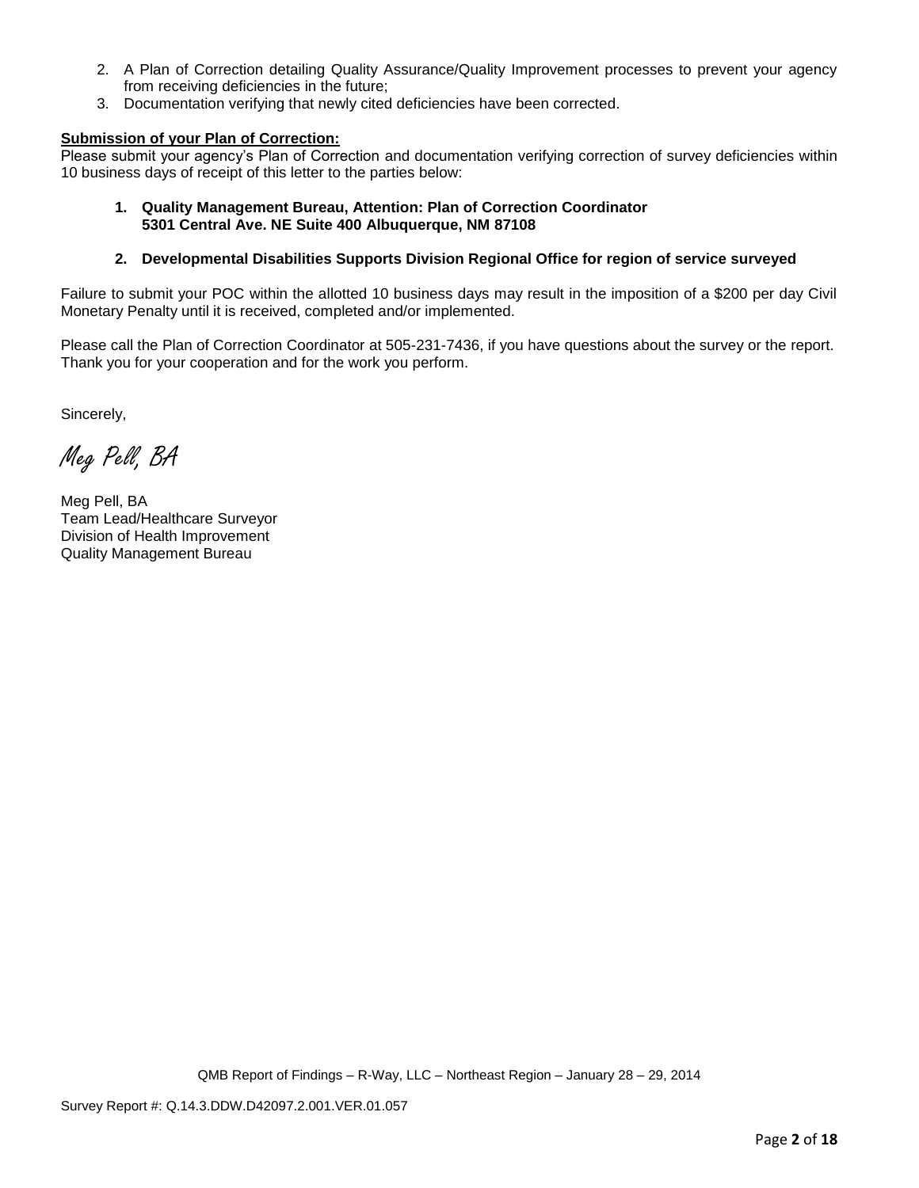2. A Plan of Correction detailing Quality Assurance/Quality Improvement processes to prevent your agency from receiving deficiencies in the future;
3. Documentation verifying that newly cited deficiencies have been corrected.

**Submission of your Plan of Correction:**

Please submit your agency's Plan of Correction and documentation verifying correction of survey deficiencies within 10 business days of receipt of this letter to the parties below:

1. **Quality Management Bureau, Attention: Plan of Correction Coordinator**
   **5301 Central Ave. NE Suite 400 Albuquerque, NM 87108**

2. **Developmental Disabilities Supports Division Regional Office for region of service surveyed**

Failure to submit your POC within the allotted 10 business days may result in the imposition of a $200 per day Civil Monetary Penalty until it is received, completed and/or implemented.

Please call the Plan of Correction Coordinator at 505-231-7436, if you have questions about the survey or the report. Thank you for your cooperation and for the work you perform.

Sincerely,

*Meg Pell, BA*

Meg Pell, BA
Team Lead/Healthcare Surveyor
Division of Health Improvement
Quality Management Bureau

QMB Report of Findings – R-Way, LLC – Northeast Region – January 28 – 29, 2014

Survey Report #: Q.14.3.DDW.D42097.2.001.VER.01.057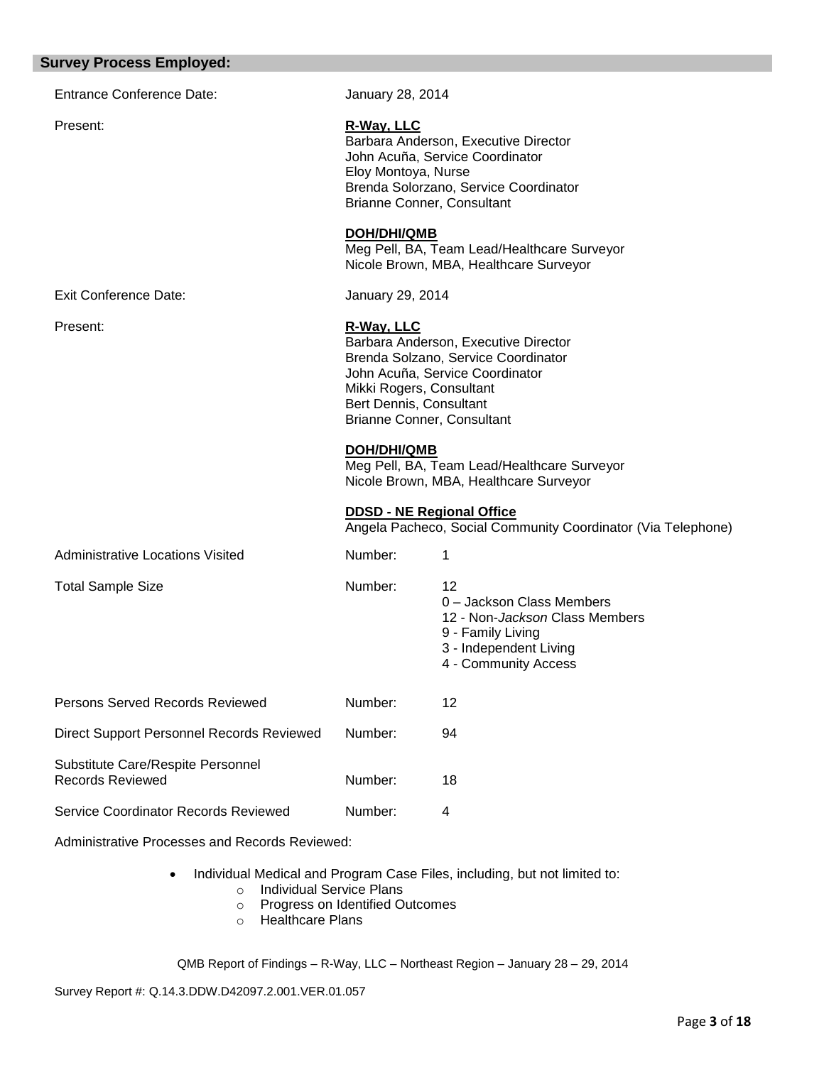## Survey Process Employed:

| | | |
|---|---|---|
| Entrance Conference Date: | January 28, 2014 | |
| Present: | **R-Way, LLC**<br>Barbara Anderson, Executive Director<br>John Acuña, Service Coordinator<br>Eloy Montoya, Nurse<br>Brenda Solorzano, Service Coordinator<br>Brianne Conner, Consultant<br><br>**DOH/DHI/QMB**<br>Meg Pell, BA, Team Lead/Healthcare Surveyor<br>Nicole Brown, MBA, Healthcare Surveyor | |
| Exit Conference Date: | January 29, 2014 | |
| Present: | **R-Way, LLC**<br>Barbara Anderson, Executive Director<br>Brenda Solzano, Service Coordinator<br>John Acuña, Service Coordinator<br>Mikki Rogers, Consultant<br>Bert Dennis, Consultant<br>Brianne Conner, Consultant<br><br>**DOH/DHI/QMB**<br>Meg Pell, BA, Team Lead/Healthcare Surveyor<br>Nicole Brown, MBA, Healthcare Surveyor<br><br>**DDSD - NE Regional Office**<br>Angela Pacheco, Social Community Coordinator (Via Telephone) | |
| Administrative Locations Visited | Number: | 1 |
| Total Sample Size | Number: | 12<br>0 – Jackson Class Members<br>12 - Non-*Jackson* Class Members<br>9 - Family Living<br>3 - Independent Living<br>4 - Community Access |
| Persons Served Records Reviewed | Number: | 12 |
| Direct Support Personnel Records Reviewed | Number: | 94 |
| Substitute Care/Respite Personnel Records Reviewed | Number: | 18 |
| Service Coordinator Records Reviewed | Number: | 4 |

Administrative Processes and Records Reviewed:

- Individual Medical and Program Case Files, including, but not limited to:
  - Individual Service Plans
  - Progress on Identified Outcomes
  - Healthcare Plans

QMB Report of Findings – R-Way, LLC – Northeast Region – January 28 – 29, 2014

Survey Report #: Q.14.3.DDW.D42097.2.001.VER.01.057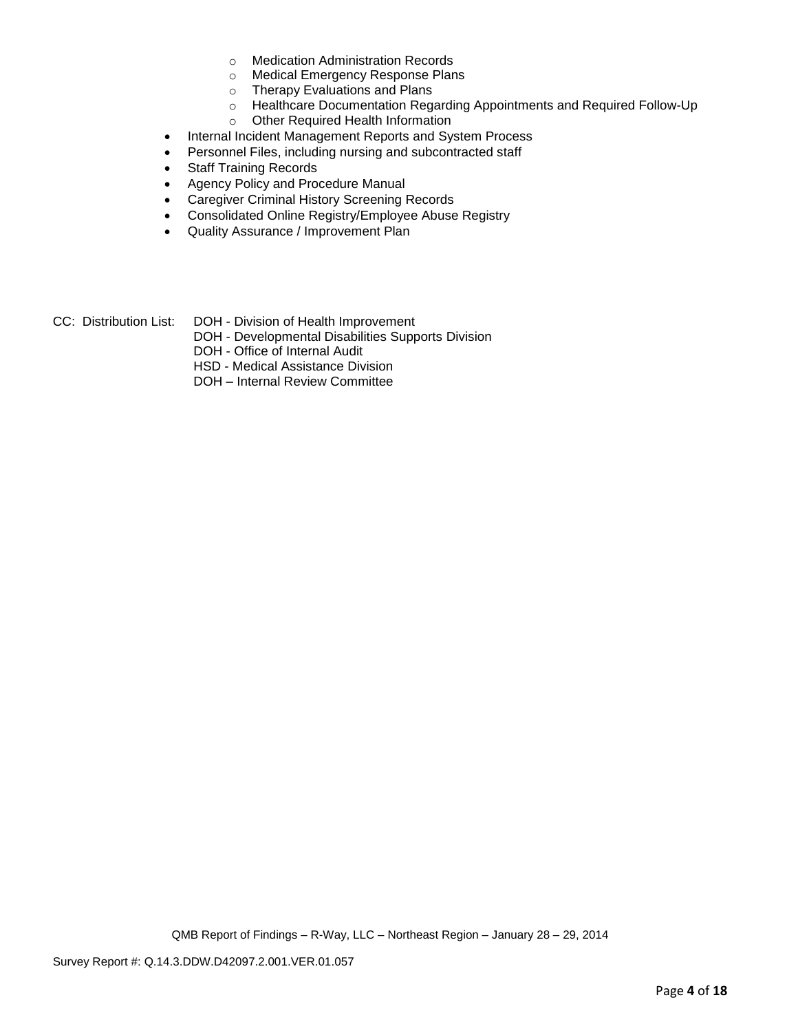- Medication Administration Records
  - Medical Emergency Response Plans
  - Therapy Evaluations and Plans
  - Healthcare Documentation Regarding Appointments and Required Follow-Up
  - Other Required Health Information
- Internal Incident Management Reports and System Process
- Personnel Files, including nursing and subcontracted staff
- Staff Training Records
- Agency Policy and Procedure Manual
- Caregiver Criminal History Screening Records
- Consolidated Online Registry/Employee Abuse Registry
- Quality Assurance / Improvement Plan

CC: Distribution List:
DOH - Division of Health Improvement
DOH - Developmental Disabilities Supports Division
DOH - Office of Internal Audit
HSD - Medical Assistance Division
DOH – Internal Review Committee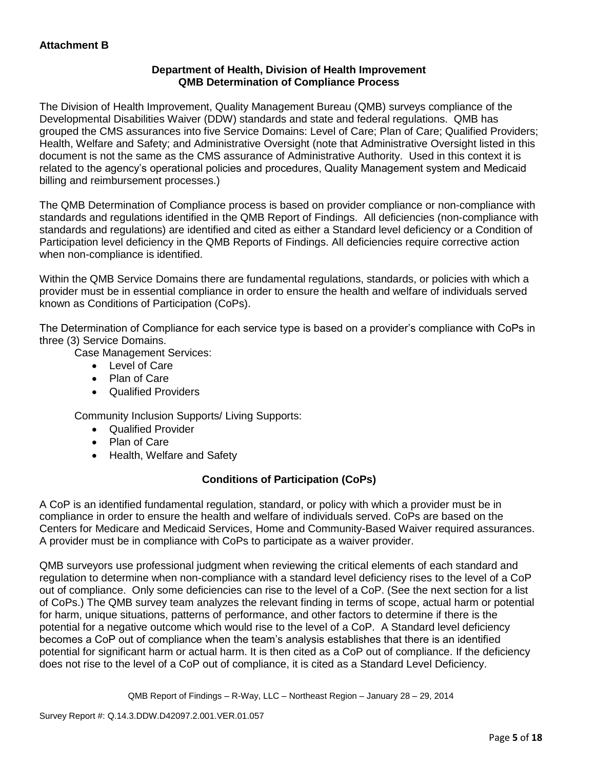**Attachment B**

### Department of Health, Division of Health Improvement
### QMB Determination of Compliance Process

The Division of Health Improvement, Quality Management Bureau (QMB) surveys compliance of the Developmental Disabilities Waiver (DDW) standards and state and federal regulations. QMB has grouped the CMS assurances into five Service Domains: Level of Care; Plan of Care; Qualified Providers; Health, Welfare and Safety; and Administrative Oversight (note that Administrative Oversight listed in this document is not the same as the CMS assurance of Administrative Authority. Used in this context it is related to the agency's operational policies and procedures, Quality Management system and Medicaid billing and reimbursement processes.)

The QMB Determination of Compliance process is based on provider compliance or non-compliance with standards and regulations identified in the QMB Report of Findings. All deficiencies (non-compliance with standards and regulations) are identified and cited as either a Standard level deficiency or a Condition of Participation level deficiency in the QMB Reports of Findings. All deficiencies require corrective action when non-compliance is identified.

Within the QMB Service Domains there are fundamental regulations, standards, or policies with which a provider must be in essential compliance in order to ensure the health and welfare of individuals served known as Conditions of Participation (CoPs).

The Determination of Compliance for each service type is based on a provider's compliance with CoPs in three (3) Service Domains.

Case Management Services:

- Level of Care
- Plan of Care
- Qualified Providers

Community Inclusion Supports/ Living Supports:

- Qualified Provider
- Plan of Care
- Health, Welfare and Safety

### Conditions of Participation (CoPs)

A CoP is an identified fundamental regulation, standard, or policy with which a provider must be in compliance in order to ensure the health and welfare of individuals served. CoPs are based on the Centers for Medicare and Medicaid Services, Home and Community-Based Waiver required assurances. A provider must be in compliance with CoPs to participate as a waiver provider.

QMB surveyors use professional judgment when reviewing the critical elements of each standard and regulation to determine when non-compliance with a standard level deficiency rises to the level of a CoP out of compliance. Only some deficiencies can rise to the level of a CoP. (See the next section for a list of CoPs.) The QMB survey team analyzes the relevant finding in terms of scope, actual harm or potential for harm, unique situations, patterns of performance, and other factors to determine if there is the potential for a negative outcome which would rise to the level of a CoP. A Standard level deficiency becomes a CoP out of compliance when the team's analysis establishes that there is an identified potential for significant harm or actual harm. It is then cited as a CoP out of compliance. If the deficiency does not rise to the level of a CoP out of compliance, it is cited as a Standard Level Deficiency.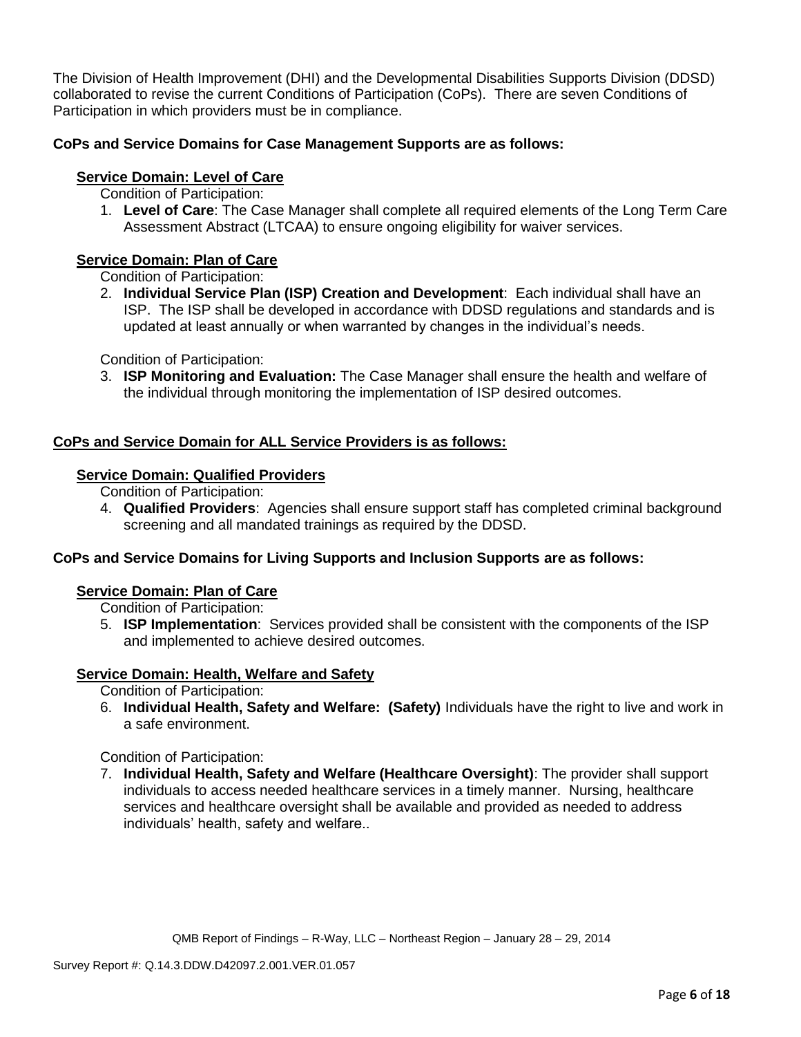The Division of Health Improvement (DHI) and the Developmental Disabilities Supports Division (DDSD) collaborated to revise the current Conditions of Participation (CoPs). There are seven Conditions of Participation in which providers must be in compliance.

**CoPs and Service Domains for Case Management Supports are as follows:**

**Service Domain: Level of Care**

Condition of Participation:

1. **Level of Care**: The Case Manager shall complete all required elements of the Long Term Care Assessment Abstract (LTCAA) to ensure ongoing eligibility for waiver services.

**Service Domain: Plan of Care**

Condition of Participation:

2. **Individual Service Plan (ISP) Creation and Development**: Each individual shall have an ISP. The ISP shall be developed in accordance with DDSD regulations and standards and is updated at least annually or when warranted by changes in the individual's needs.

Condition of Participation:

3. **ISP Monitoring and Evaluation:** The Case Manager shall ensure the health and welfare of the individual through monitoring the implementation of ISP desired outcomes.

**CoPs and Service Domain for ALL Service Providers is as follows:**

**Service Domain: Qualified Providers**

Condition of Participation:

4. **Qualified Providers**: Agencies shall ensure support staff has completed criminal background screening and all mandated trainings as required by the DDSD.

**CoPs and Service Domains for Living Supports and Inclusion Supports are as follows:**

**Service Domain: Plan of Care**

Condition of Participation:

5. **ISP Implementation**: Services provided shall be consistent with the components of the ISP and implemented to achieve desired outcomes.

**Service Domain: Health, Welfare and Safety**

Condition of Participation:

6. **Individual Health, Safety and Welfare: (Safety)** Individuals have the right to live and work in a safe environment.

Condition of Participation:

7. **Individual Health, Safety and Welfare (Healthcare Oversight)**: The provider shall support individuals to access needed healthcare services in a timely manner. Nursing, healthcare services and healthcare oversight shall be available and provided as needed to address individuals' health, safety and welfare..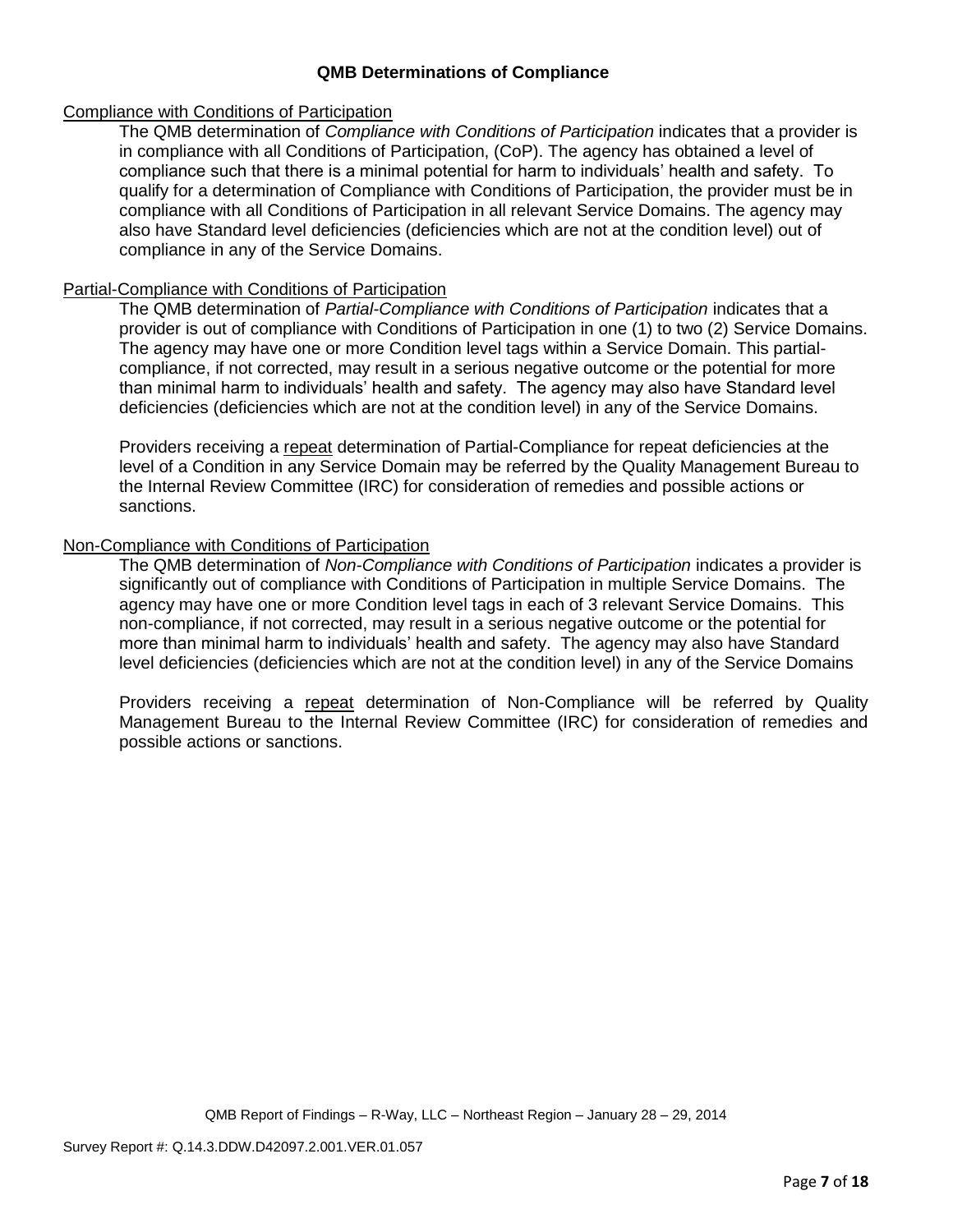## QMB Determinations of Compliance

Compliance with Conditions of Participation

The QMB determination of *Compliance with Conditions of Participation* indicates that a provider is in compliance with all Conditions of Participation, (CoP). The agency has obtained a level of compliance such that there is a minimal potential for harm to individuals' health and safety. To qualify for a determination of Compliance with Conditions of Participation, the provider must be in compliance with all Conditions of Participation in all relevant Service Domains. The agency may also have Standard level deficiencies (deficiencies which are not at the condition level) out of compliance in any of the Service Domains.

Partial-Compliance with Conditions of Participation

The QMB determination of *Partial-Compliance with Conditions of Participation* indicates that a provider is out of compliance with Conditions of Participation in one (1) to two (2) Service Domains. The agency may have one or more Condition level tags within a Service Domain. This partial-compliance, if not corrected, may result in a serious negative outcome or the potential for more than minimal harm to individuals' health and safety. The agency may also have Standard level deficiencies (deficiencies which are not at the condition level) in any of the Service Domains.

Providers receiving a repeat determination of Partial-Compliance for repeat deficiencies at the level of a Condition in any Service Domain may be referred by the Quality Management Bureau to the Internal Review Committee (IRC) for consideration of remedies and possible actions or sanctions.

Non-Compliance with Conditions of Participation

The QMB determination of *Non-Compliance with Conditions of Participation* indicates a provider is significantly out of compliance with Conditions of Participation in multiple Service Domains. The agency may have one or more Condition level tags in each of 3 relevant Service Domains. This non-compliance, if not corrected, may result in a serious negative outcome or the potential for more than minimal harm to individuals' health and safety. The agency may also have Standard level deficiencies (deficiencies which are not at the condition level) in any of the Service Domains

Providers receiving a repeat determination of Non-Compliance will be referred by Quality Management Bureau to the Internal Review Committee (IRC) for consideration of remedies and possible actions or sanctions.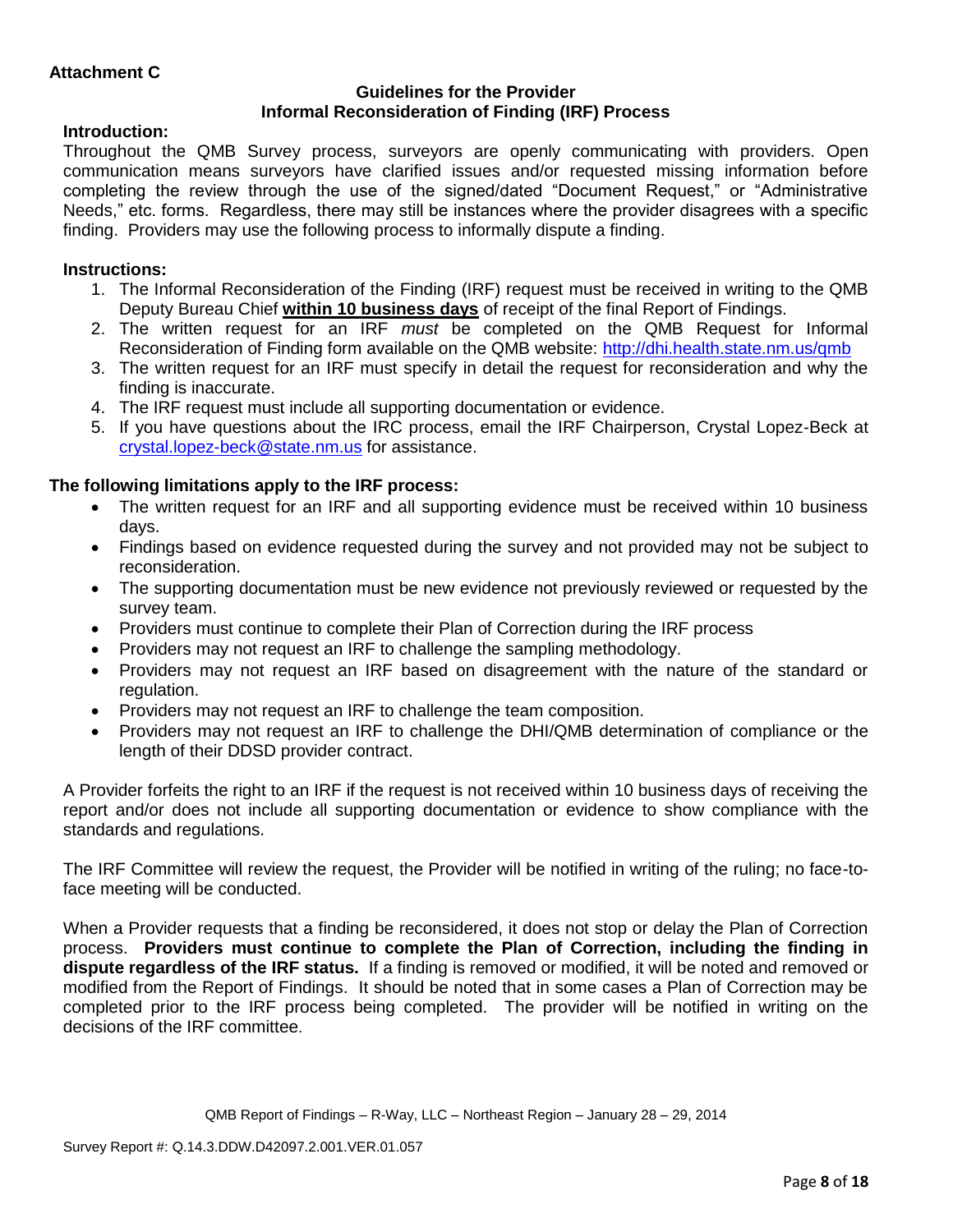**Attachment C**

### Guidelines for the Provider
### Informal Reconsideration of Finding (IRF) Process

**Introduction:**

Throughout the QMB Survey process, surveyors are openly communicating with providers. Open communication means surveyors have clarified issues and/or requested missing information before completing the review through the use of the signed/dated "Document Request," or "Administrative Needs," etc. forms. Regardless, there may still be instances where the provider disagrees with a specific finding. Providers may use the following process to informally dispute a finding.

**Instructions:**

1. The Informal Reconsideration of the Finding (IRF) request must be received in writing to the QMB Deputy Bureau Chief **<u>within 10 business days</u>** of receipt of the final Report of Findings.
2. The written request for an IRF *must* be completed on the QMB Request for Informal Reconsideration of Finding form available on the QMB website: http://dhi.health.state.nm.us/qmb
3. The written request for an IRF must specify in detail the request for reconsideration and why the finding is inaccurate.
4. The IRF request must include all supporting documentation or evidence.
5. If you have questions about the IRC process, email the IRF Chairperson, Crystal Lopez-Beck at crystal.lopez-beck@state.nm.us for assistance.

**The following limitations apply to the IRF process:**

- The written request for an IRF and all supporting evidence must be received within 10 business days.
- Findings based on evidence requested during the survey and not provided may not be subject to reconsideration.
- The supporting documentation must be new evidence not previously reviewed or requested by the survey team.
- Providers must continue to complete their Plan of Correction during the IRF process
- Providers may not request an IRF to challenge the sampling methodology.
- Providers may not request an IRF based on disagreement with the nature of the standard or regulation.
- Providers may not request an IRF to challenge the team composition.
- Providers may not request an IRF to challenge the DHI/QMB determination of compliance or the length of their DDSD provider contract.

A Provider forfeits the right to an IRF if the request is not received within 10 business days of receiving the report and/or does not include all supporting documentation or evidence to show compliance with the standards and regulations.

The IRF Committee will review the request, the Provider will be notified in writing of the ruling; no face-to-face meeting will be conducted.

When a Provider requests that a finding be reconsidered, it does not stop or delay the Plan of Correction process. **Providers must continue to complete the Plan of Correction, including the finding in dispute regardless of the IRF status.** If a finding is removed or modified, it will be noted and removed or modified from the Report of Findings. It should be noted that in some cases a Plan of Correction may be completed prior to the IRF process being completed. The provider will be notified in writing on the decisions of the IRF committee.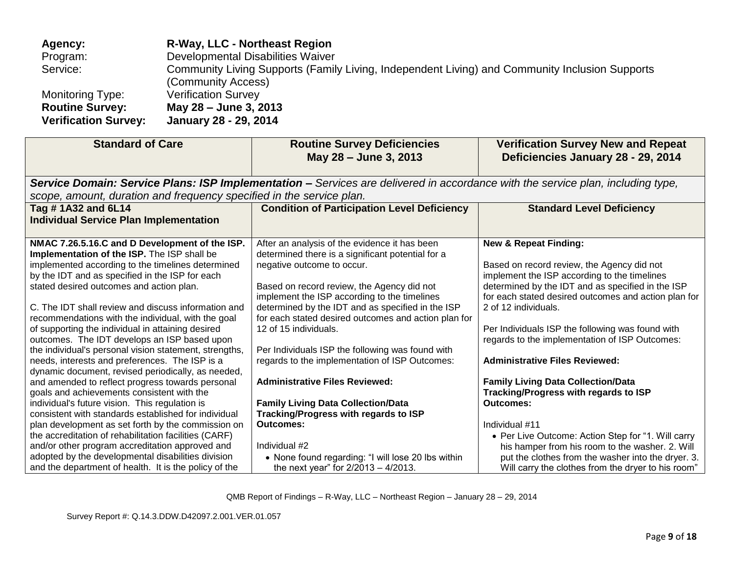**Agency:** **R-Way, LLC - Northeast Region**
Program: Developmental Disabilities Waiver
Service: Community Living Supports (Family Living, Independent Living) and Community Inclusion Supports (Community Access)
Monitoring Type: Verification Survey
**Routine Survey:** **May 28 – June 3, 2013**
**Verification Survey:** **January 28 - 29, 2014**

| Standard of Care | Routine Survey Deficiencies May 28 – June 3, 2013 | Verification Survey New and Repeat Deficiencies January 28 - 29, 2014 |
|---|---|---|
| ***Service Domain: Service Plans: ISP Implementation –*** *Services are delivered in accordance with the service plan, including type, scope, amount, duration and frequency specified in the service plan.* | | |
| **Tag # 1A32 and 6L14 Individual Service Plan Implementation** | **Condition of Participation Level Deficiency** | **Standard Level Deficiency** |
| **NMAC 7.26.5.16.C and D Development of the ISP. Implementation of the ISP.** The ISP shall be implemented according to the timelines determined by the IDT and as specified in the ISP for each stated desired outcomes and action plan.<br><br>C. The IDT shall review and discuss information and recommendations with the individual, with the goal of supporting the individual in attaining desired outcomes. The IDT develops an ISP based upon the individual's personal vision statement, strengths, needs, interests and preferences. The ISP is a dynamic document, revised periodically, as needed, and amended to reflect progress towards personal goals and achievements consistent with the individual's future vision. This regulation is consistent with standards established for individual plan development as set forth by the commission on the accreditation of rehabilitation facilities (CARF) and/or other program accreditation approved and adopted by the developmental disabilities division and the department of health. It is the policy of the | After an analysis of the evidence it has been determined there is a significant potential for a negative outcome to occur.<br><br>Based on record review, the Agency did not implement the ISP according to the timelines determined by the IDT and as specified in the ISP for each stated desired outcomes and action plan for 12 of 15 individuals.<br><br>Per Individuals ISP the following was found with regards to the implementation of ISP Outcomes:<br><br>**Administrative Files Reviewed:**<br><br>**Family Living Data Collection/Data Tracking/Progress with regards to ISP Outcomes:**<br><br>Individual #2<br>• None found regarding: "I will lose 20 lbs within the next year" for 2/2013 – 4/2013. | **New & Repeat Finding:**<br><br>Based on record review, the Agency did not implement the ISP according to the timelines determined by the IDT and as specified in the ISP for each stated desired outcomes and action plan for 2 of 12 individuals.<br><br>Per Individuals ISP the following was found with regards to the implementation of ISP Outcomes:<br><br>**Administrative Files Reviewed:**<br><br>**Family Living Data Collection/Data Tracking/Progress with regards to ISP Outcomes:**<br><br>Individual #11<br>• Per Live Outcome: Action Step for "1. Will carry his hamper from his room to the washer. 2. Will put the clothes from the washer into the dryer. 3. Will carry the clothes from the dryer to his room" |

QMB Report of Findings – R-Way, LLC – Northeast Region – January 28 – 29, 2014

Survey Report #: Q.14.3.DDW.D42097.2.001.VER.01.057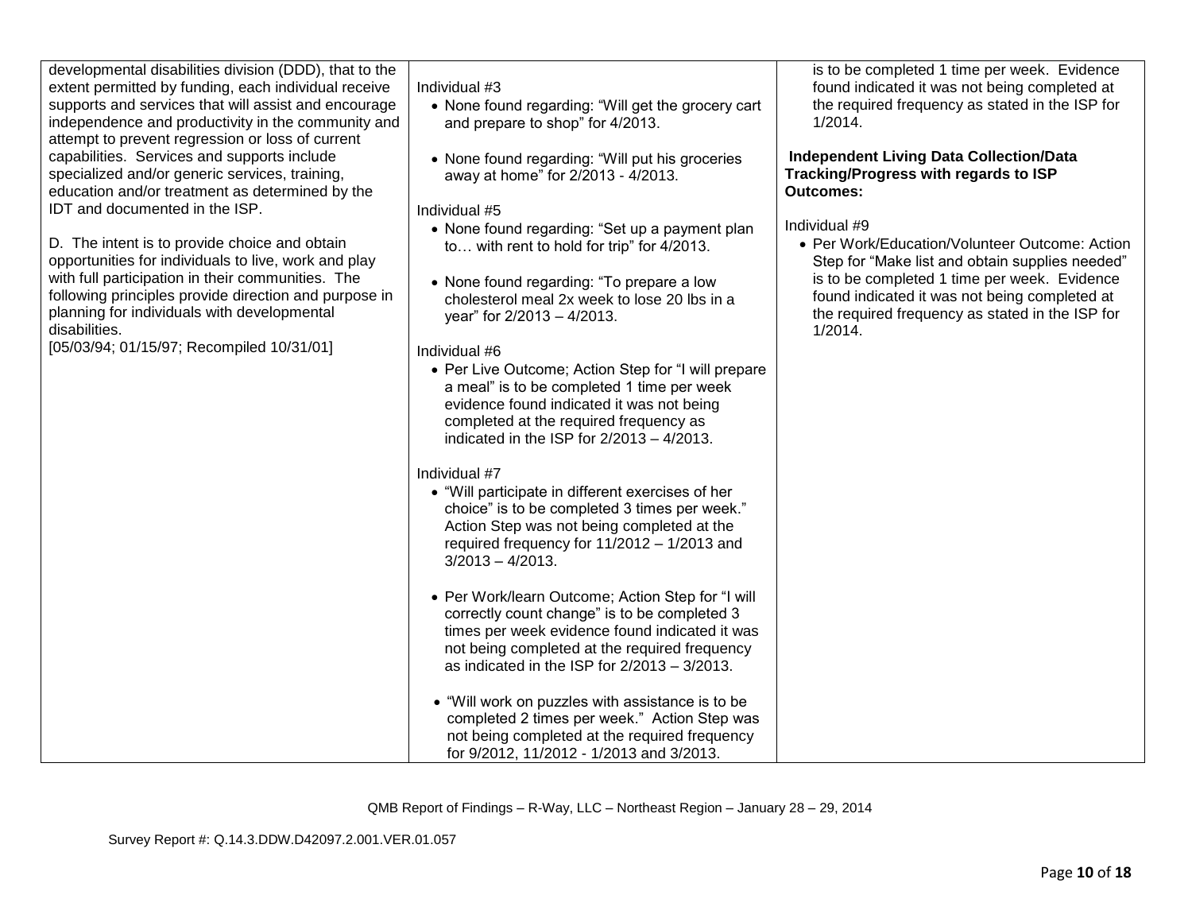| | | |
|---|---|---|
| developmental disabilities division (DDD), that to the extent permitted by funding, each individual receive supports and services that will assist and encourage independence and productivity in the community and attempt to prevent regression or loss of current capabilities. Services and supports include specialized and/or generic services, training, education and/or treatment as determined by the IDT and documented in the ISP.<br><br>D. The intent is to provide choice and obtain opportunities for individuals to live, work and play with full participation in their communities. The following principles provide direction and purpose in planning for individuals with developmental disabilities.<br>[05/03/94; 01/15/97; Recompiled 10/31/01] | Individual #3<br>• None found regarding: "Will get the grocery cart and prepare to shop" for 4/2013.<br><br>• None found regarding: "Will put his groceries away at home" for 2/2013 - 4/2013.<br><br>Individual #5<br>• None found regarding: "Set up a payment plan to… with rent to hold for trip" for 4/2013.<br><br>• None found regarding: "To prepare a low cholesterol meal 2x week to lose 20 lbs in a year" for 2/2013 – 4/2013.<br><br>Individual #6<br>• Per Live Outcome; Action Step for "I will prepare a meal" is to be completed 1 time per week evidence found indicated it was not being completed at the required frequency as indicated in the ISP for 2/2013 – 4/2013.<br><br>Individual #7<br>• "Will participate in different exercises of her choice" is to be completed 3 times per week." Action Step was not being completed at the required frequency for 11/2012 – 1/2013 and 3/2013 – 4/2013.<br><br>• Per Work/learn Outcome; Action Step for "I will correctly count change" is to be completed 3 times per week evidence found indicated it was not being completed at the required frequency as indicated in the ISP for 2/2013 – 3/2013.<br><br>• "Will work on puzzles with assistance is to be completed 2 times per week." Action Step was not being completed at the required frequency for 9/2012, 11/2012 - 1/2013 and 3/2013. | is to be completed 1 time per week. Evidence found indicated it was not being completed at the required frequency as stated in the ISP for 1/2014.<br><br>**Independent Living Data Collection/Data Tracking/Progress with regards to ISP Outcomes:**<br><br>Individual #9<br>• Per Work/Education/Volunteer Outcome: Action Step for "Make list and obtain supplies needed" is to be completed 1 time per week. Evidence found indicated it was not being completed at the required frequency as stated in the ISP for 1/2014. |

QMB Report of Findings – R-Way, LLC – Northeast Region – January 28 – 29, 2014

Survey Report #: Q.14.3.DDW.D42097.2.001.VER.01.057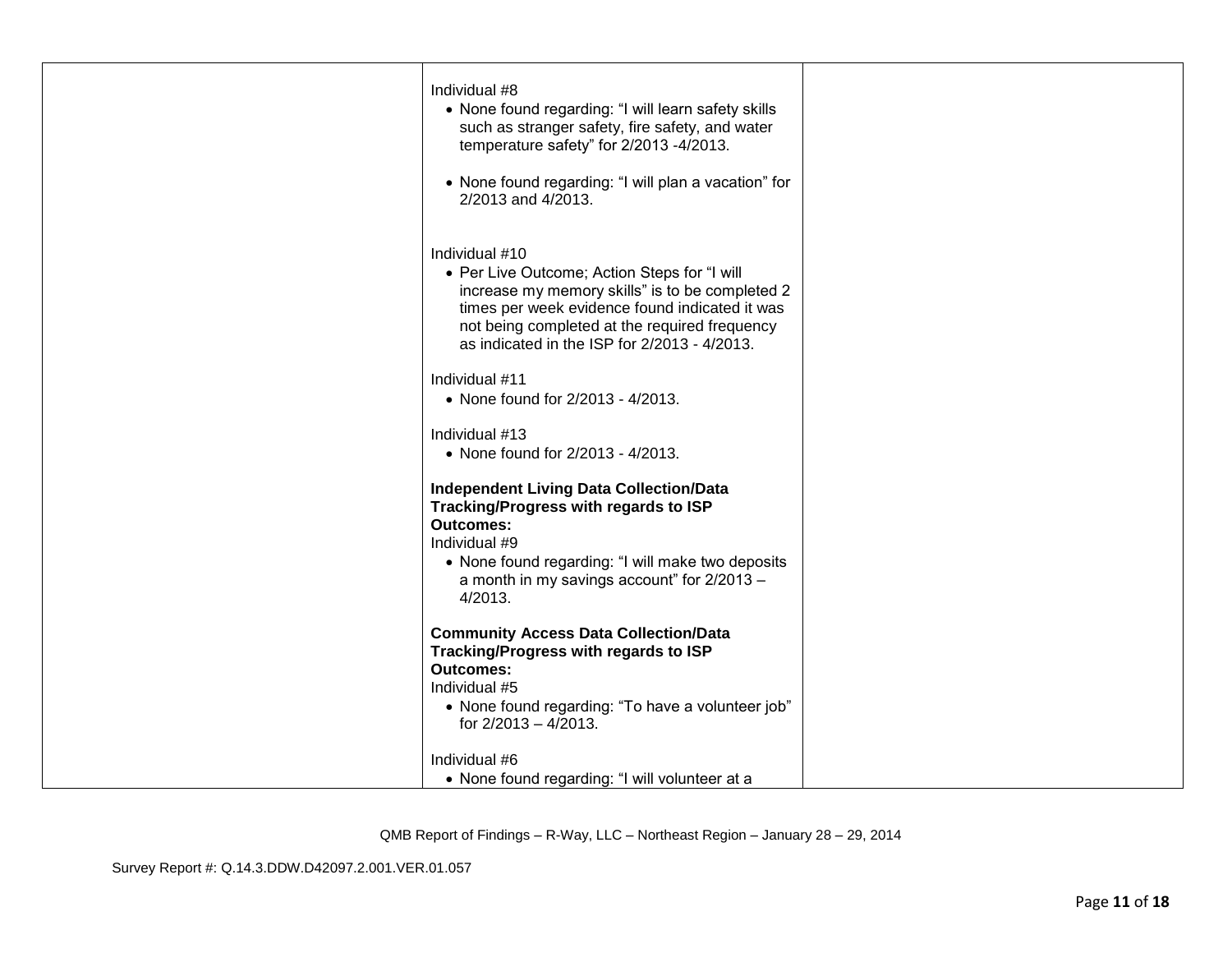| | | |
|---|---|---|
| | Individual #8<br>• None found regarding: "I will learn safety skills such as stranger safety, fire safety, and water temperature safety" for 2/2013 -4/2013.<br><br>• None found regarding: "I will plan a vacation" for 2/2013 and 4/2013.<br><br>Individual #10<br>• Per Live Outcome; Action Steps for "I will increase my memory skills" is to be completed 2 times per week evidence found indicated it was not being completed at the required frequency as indicated in the ISP for 2/2013 - 4/2013.<br><br>Individual #11<br>• None found for 2/2013 - 4/2013.<br><br>Individual #13<br>• None found for 2/2013 - 4/2013.<br><br>**Independent Living Data Collection/Data Tracking/Progress with regards to ISP Outcomes:**<br>Individual #9<br>• None found regarding: "I will make two deposits a month in my savings account" for 2/2013 – 4/2013.<br><br>**Community Access Data Collection/Data Tracking/Progress with regards to ISP Outcomes:**<br>Individual #5<br>• None found regarding: "To have a volunteer job" for 2/2013 – 4/2013.<br><br>Individual #6<br>• None found regarding: "I will volunteer at a | |

QMB Report of Findings – R-Way, LLC – Northeast Region – January 28 – 29, 2014

Survey Report #: Q.14.3.DDW.D42097.2.001.VER.01.057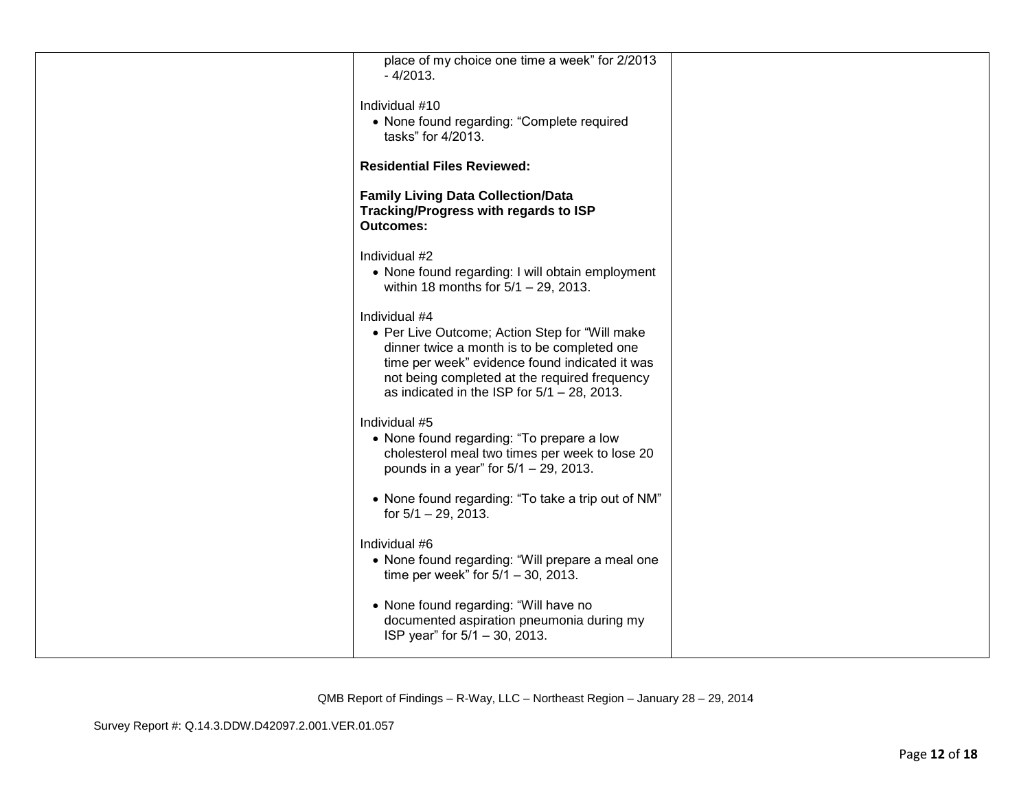| | | |
|---|---|---|
| | place of my choice one time a week" for 2/2013 - 4/2013.<br><br>Individual #10<br>• None found regarding: "Complete required tasks" for 4/2013.<br><br>**Residential Files Reviewed:**<br><br>**Family Living Data Collection/Data Tracking/Progress with regards to ISP Outcomes:**<br><br>Individual #2<br>• None found regarding: I will obtain employment within 18 months for 5/1 – 29, 2013.<br><br>Individual #4<br>• Per Live Outcome; Action Step for "Will make dinner twice a month is to be completed one time per week" evidence found indicated it was not being completed at the required frequency as indicated in the ISP for 5/1 – 28, 2013.<br><br>Individual #5<br>• None found regarding: "To prepare a low cholesterol meal two times per week to lose 20 pounds in a year" for 5/1 – 29, 2013.<br><br>• None found regarding: "To take a trip out of NM" for 5/1 – 29, 2013.<br><br>Individual #6<br>• None found regarding: "Will prepare a meal one time per week" for 5/1 – 30, 2013.<br><br>• None found regarding: "Will have no documented aspiration pneumonia during my ISP year" for 5/1 – 30, 2013. | |

QMB Report of Findings – R-Way, LLC – Northeast Region – January 28 – 29, 2014

Survey Report #: Q.14.3.DDW.D42097.2.001.VER.01.057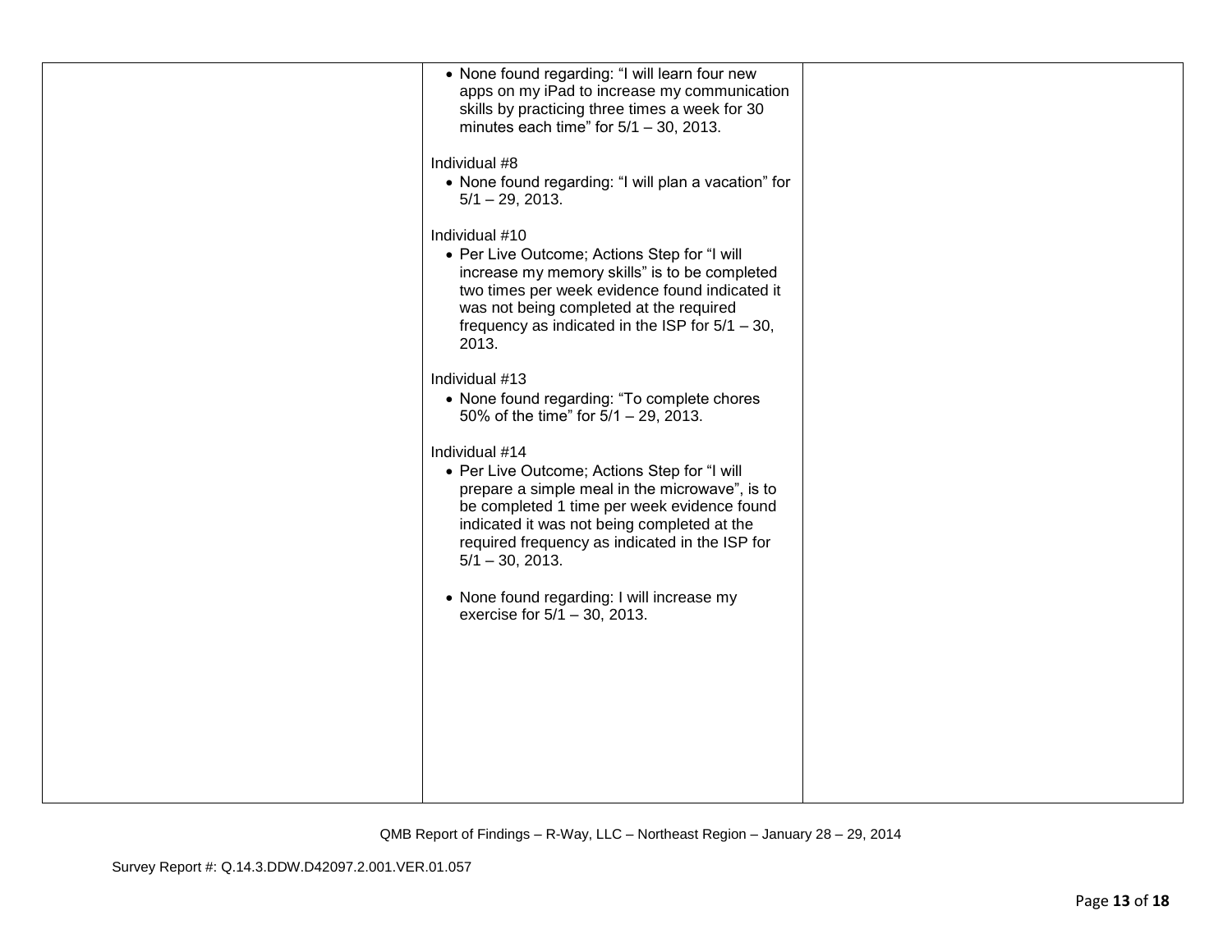| | | |
|---|---|---|
| | • None found regarding: "I will learn four new apps on my iPad to increase my communication skills by practicing three times a week for 30 minutes each time" for 5/1 – 30, 2013.<br><br>Individual #8<br>• None found regarding: "I will plan a vacation" for 5/1 – 29, 2013.<br><br>Individual #10<br>• Per Live Outcome; Actions Step for "I will increase my memory skills" is to be completed two times per week evidence found indicated it was not being completed at the required frequency as indicated in the ISP for 5/1 – 30, 2013.<br><br>Individual #13<br>• None found regarding: "To complete chores 50% of the time" for 5/1 – 29, 2013.<br><br>Individual #14<br>• Per Live Outcome; Actions Step for "I will prepare a simple meal in the microwave", is to be completed 1 time per week evidence found indicated it was not being completed at the required frequency as indicated in the ISP for 5/1 – 30, 2013.<br><br>• None found regarding: I will increase my exercise for 5/1 – 30, 2013. | |

QMB Report of Findings – R-Way, LLC – Northeast Region – January 28 – 29, 2014

Survey Report #: Q.14.3.DDW.D42097.2.001.VER.01.057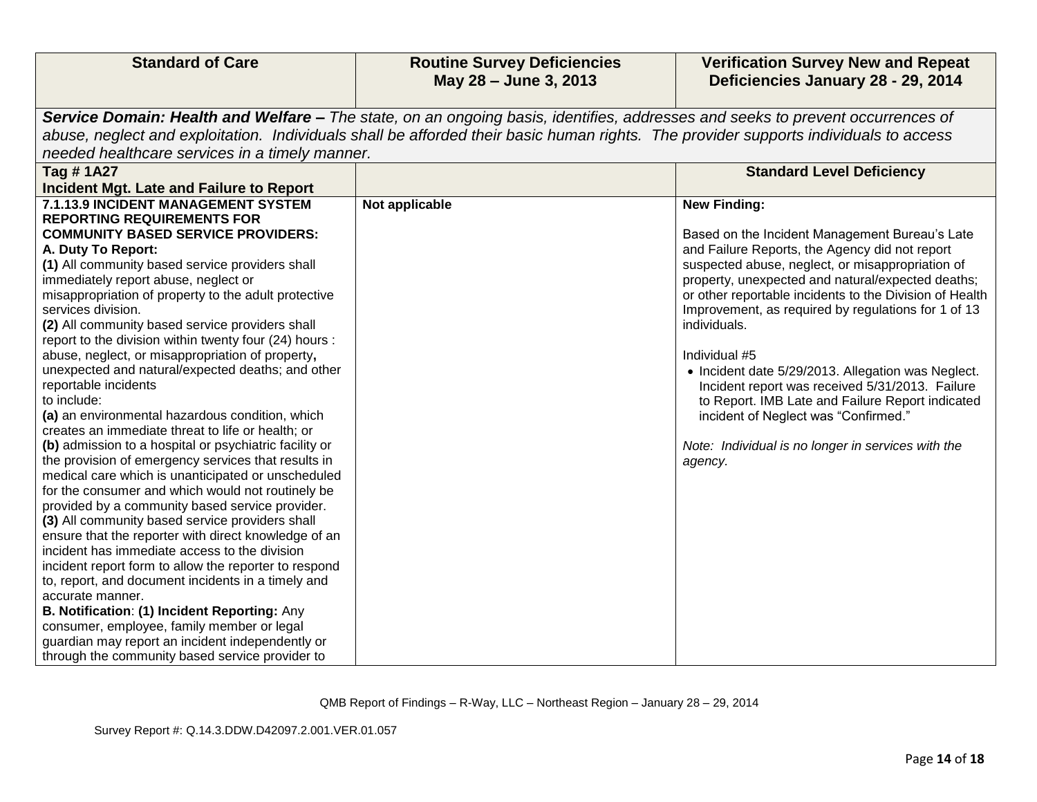| Standard of Care | Routine Survey Deficiencies May 28 – June 3, 2013 | Verification Survey New and Repeat Deficiencies January 28 - 29, 2014 |
|---|---|---|
| ***Service Domain: Health and Welfare –*** *The state, on an ongoing basis, identifies, addresses and seeks to prevent occurrences of abuse, neglect and exploitation. Individuals shall be afforded their basic human rights. The provider supports individuals to access needed healthcare services in a timely manner.* | | |
| **Tag # 1A27**<br>**Incident Mgt. Late and Failure to Report** | | **Standard Level Deficiency** |
| **7.1.13.9 INCIDENT MANAGEMENT SYSTEM REPORTING REQUIREMENTS FOR COMMUNITY BASED SERVICE PROVIDERS:**<br>**A. Duty To Report:**<br>**(1)** All community based service providers shall immediately report abuse, neglect or misappropriation of property to the adult protective services division.<br>**(2)** All community based service providers shall report to the division within twenty four (24) hours : abuse, neglect, or misappropriation of property**,** unexpected and natural/expected deaths; and other reportable incidents to include:<br>**(a)** an environmental hazardous condition, which creates an immediate threat to life or health; or<br>**(b)** admission to a hospital or psychiatric facility or the provision of emergency services that results in medical care which is unanticipated or unscheduled for the consumer and which would not routinely be provided by a community based service provider.<br>**(3)** All community based service providers shall ensure that the reporter with direct knowledge of an incident has immediate access to the division incident report form to allow the reporter to respond to, report, and document incidents in a timely and accurate manner.<br>**B. Notification**: **(1) Incident Reporting:** Any consumer, employee, family member or legal guardian may report an incident independently or through the community based service provider to | **Not applicable** | **New Finding:**<br><br>Based on the Incident Management Bureau's Late and Failure Reports, the Agency did not report suspected abuse, neglect, or misappropriation of property, unexpected and natural/expected deaths; or other reportable incidents to the Division of Health Improvement, as required by regulations for 1 of 13 individuals.<br><br>Individual #5<br>• Incident date 5/29/2013. Allegation was Neglect. Incident report was received 5/31/2013. Failure to Report. IMB Late and Failure Report indicated incident of Neglect was "Confirmed."<br><br>*Note: Individual is no longer in services with the agency.* |

QMB Report of Findings – R-Way, LLC – Northeast Region – January 28 – 29, 2014

Survey Report #: Q.14.3.DDW.D42097.2.001.VER.01.057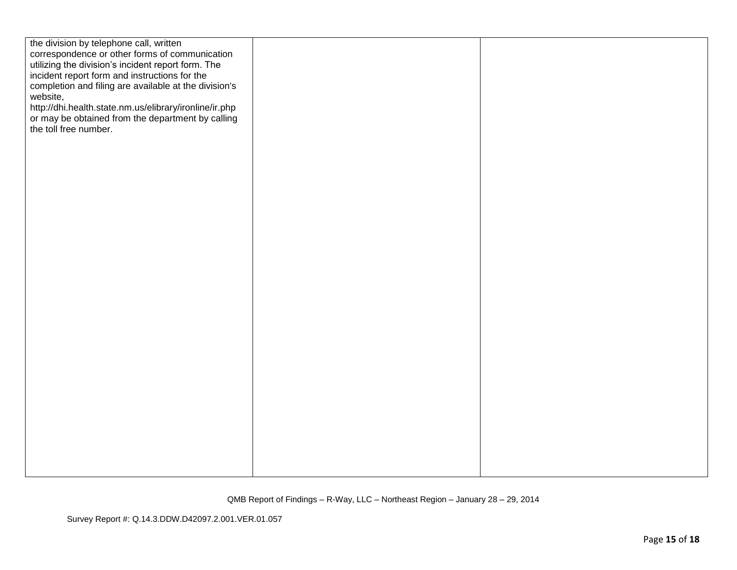| | | |
|---|---|---|
| the division by telephone call, written correspondence or other forms of communication utilizing the division's incident report form. The incident report form and instructions for the completion and filing are available at the division's website, http://dhi.health.state.nm.us/elibrary/ironline/ir.php or may be obtained from the department by calling the toll free number. | | |

QMB Report of Findings – R-Way, LLC – Northeast Region – January 28 – 29, 2014

Survey Report #: Q.14.3.DDW.D42097.2.001.VER.01.057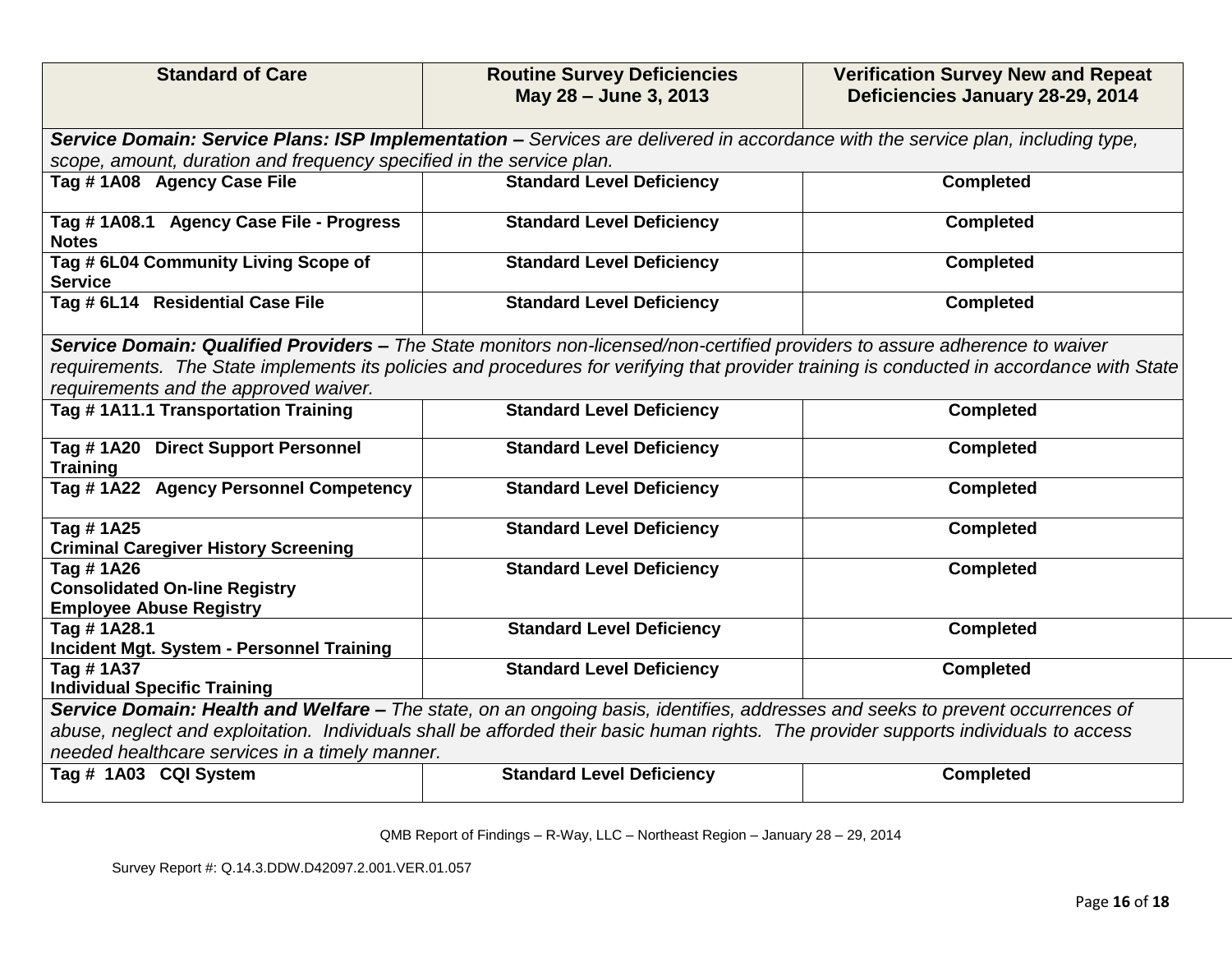| Standard of Care | Routine Survey Deficiencies May 28 – June 3, 2013 | Verification Survey New and Repeat Deficiencies January 28-29, 2014 |
|---|---|---|
| ***Service Domain: Service Plans: ISP Implementation –*** *Services are delivered in accordance with the service plan, including type, scope, amount, duration and frequency specified in the service plan.* | | |
| **Tag # 1A08 Agency Case File** | **Standard Level Deficiency** | **Completed** |
| **Tag # 1A08.1 Agency Case File - Progress Notes** | **Standard Level Deficiency** | **Completed** |
| **Tag # 6L04 Community Living Scope of Service** | **Standard Level Deficiency** | **Completed** |
| **Tag # 6L14 Residential Case File** | **Standard Level Deficiency** | **Completed** |
| ***Service Domain: Qualified Providers –*** *The State monitors non-licensed/non-certified providers to assure adherence to waiver requirements. The State implements its policies and procedures for verifying that provider training is conducted in accordance with State requirements and the approved waiver.* | | |
| **Tag # 1A11.1 Transportation Training** | **Standard Level Deficiency** | **Completed** |
| **Tag # 1A20 Direct Support Personnel Training** | **Standard Level Deficiency** | **Completed** |
| **Tag # 1A22 Agency Personnel Competency** | **Standard Level Deficiency** | **Completed** |
| **Tag # 1A25 Criminal Caregiver History Screening** | **Standard Level Deficiency** | **Completed** |
| **Tag # 1A26 Consolidated On-line Registry Employee Abuse Registry** | **Standard Level Deficiency** | **Completed** |
| **Tag # 1A28.1 Incident Mgt. System - Personnel Training** | **Standard Level Deficiency** | **Completed** |
| **Tag # 1A37 Individual Specific Training** | **Standard Level Deficiency** | **Completed** |
| ***Service Domain: Health and Welfare –*** *The state, on an ongoing basis, identifies, addresses and seeks to prevent occurrences of abuse, neglect and exploitation. Individuals shall be afforded their basic human rights. The provider supports individuals to access needed healthcare services in a timely manner.* | | |
| **Tag # 1A03 CQI System** | **Standard Level Deficiency** | **Completed** |

QMB Report of Findings – R-Way, LLC – Northeast Region – January 28 – 29, 2014

Survey Report #: Q.14.3.DDW.D42097.2.001.VER.01.057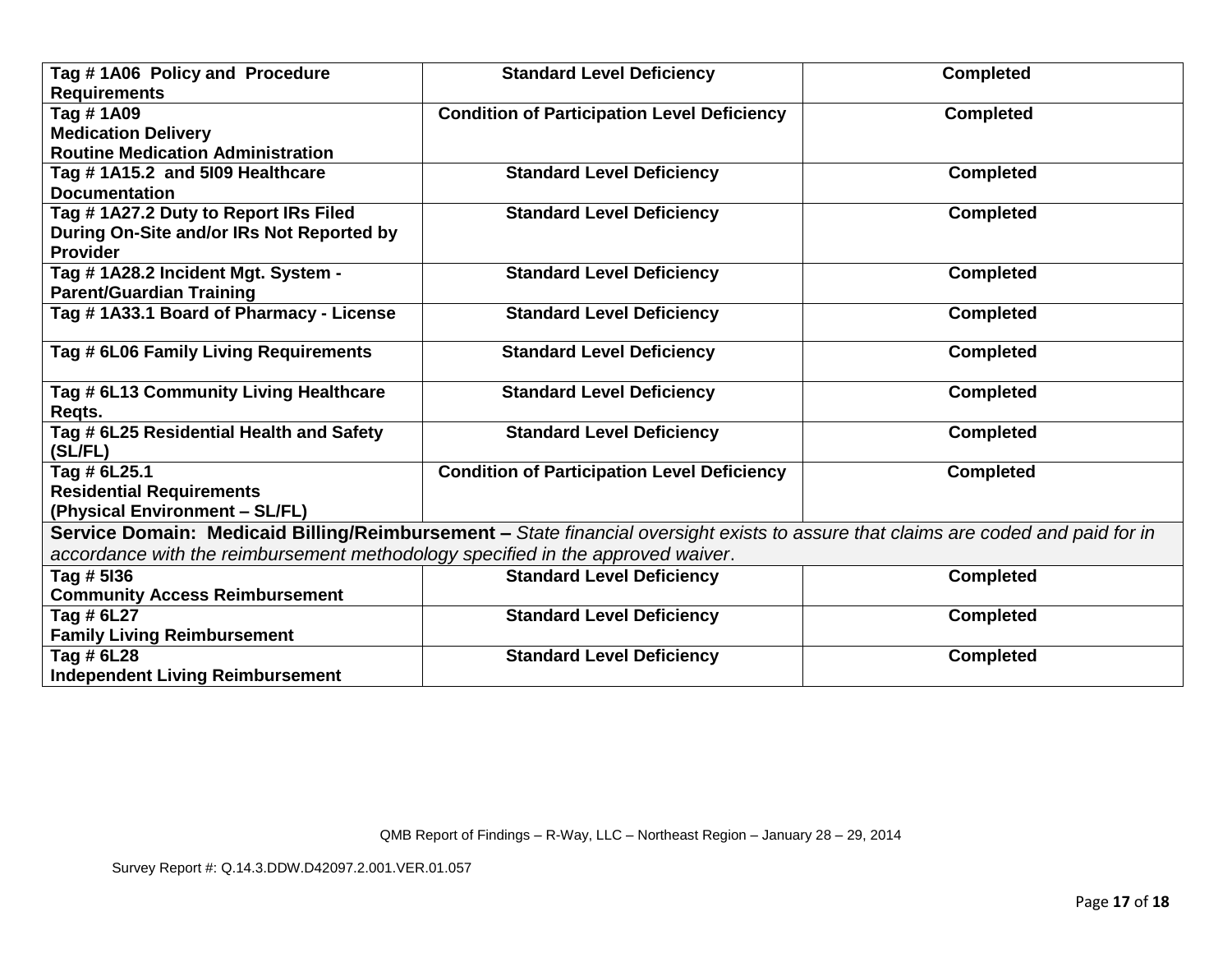| | | |
|---|---|---|
| **Tag # 1A06 Policy and Procedure Requirements** | **Standard Level Deficiency** | **Completed** |
| **Tag # 1A09 Medication Delivery Routine Medication Administration** | **Condition of Participation Level Deficiency** | **Completed** |
| **Tag # 1A15.2 and 5I09 Healthcare Documentation** | **Standard Level Deficiency** | **Completed** |
| **Tag # 1A27.2 Duty to Report IRs Filed During On-Site and/or IRs Not Reported by Provider** | **Standard Level Deficiency** | **Completed** |
| **Tag # 1A28.2 Incident Mgt. System - Parent/Guardian Training** | **Standard Level Deficiency** | **Completed** |
| **Tag # 1A33.1 Board of Pharmacy - License** | **Standard Level Deficiency** | **Completed** |
| **Tag # 6L06 Family Living Requirements** | **Standard Level Deficiency** | **Completed** |
| **Tag # 6L13 Community Living Healthcare Reqts.** | **Standard Level Deficiency** | **Completed** |
| **Tag # 6L25 Residential Health and Safety (SL/FL)** | **Standard Level Deficiency** | **Completed** |
| **Tag # 6L25.1 Residential Requirements (Physical Environment – SL/FL)** | **Condition of Participation Level Deficiency** | **Completed** |
| **Service Domain: Medicaid Billing/Reimbursement –** *State financial oversight exists to assure that claims are coded and paid for in accordance with the reimbursement methodology specified in the approved waiver*. | | |
| **Tag # 5I36 Community Access Reimbursement** | **Standard Level Deficiency** | **Completed** |
| **Tag # 6L27 Family Living Reimbursement** | **Standard Level Deficiency** | **Completed** |
| **Tag # 6L28 Independent Living Reimbursement** | **Standard Level Deficiency** | **Completed** |

QMB Report of Findings – R-Way, LLC – Northeast Region – January 28 – 29, 2014

Survey Report #: Q.14.3.DDW.D42097.2.001.VER.01.057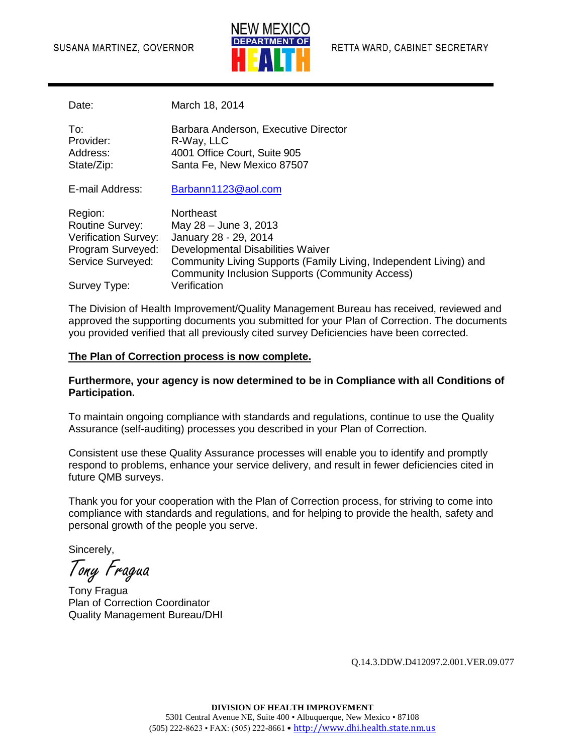SUSANA MARTINEZ, GOVERNOR

NEW MEXICO DEPARTMENT OF HEALTH

RETTA WARD, CABINET SECRETARY

| | |
|---|---|
| Date: | March 18, 2014 |
| To: | Barbara Anderson, Executive Director |
| Provider: | R-Way, LLC |
| Address: | 4001 Office Court, Suite 905 |
| State/Zip: | Santa Fe, New Mexico 87507 |
| E-mail Address: | Barbann1123@aol.com |
| Region: | Northeast |
| Routine Survey: | May 28 – June 3, 2013 |
| Verification Survey: | January 28 - 29, 2014 |
| Program Surveyed: | Developmental Disabilities Waiver |
| Service Surveyed: | Community Living Supports (Family Living, Independent Living) and Community Inclusion Supports (Community Access) |
| Survey Type: | Verification |

The Division of Health Improvement/Quality Management Bureau has received, reviewed and approved the supporting documents you submitted for your Plan of Correction. The documents you provided verified that all previously cited survey Deficiencies have been corrected.

**The Plan of Correction process is now complete.**

**Furthermore, your agency is now determined to be in Compliance with all Conditions of Participation.**

To maintain ongoing compliance with standards and regulations, continue to use the Quality Assurance (self-auditing) processes you described in your Plan of Correction.

Consistent use these Quality Assurance processes will enable you to identify and promptly respond to problems, enhance your service delivery, and result in fewer deficiencies cited in future QMB surveys.

Thank you for your cooperation with the Plan of Correction process, for striving to come into compliance with standards and regulations, and for helping to provide the health, safety and personal growth of the people you serve.

Sincerely,

*Tony Fragua*

Tony Fragua
Plan of Correction Coordinator
Quality Management Bureau/DHI

Q.14.3.DDW.D412097.2.001.VER.09.077

**DIVISION OF HEALTH IMPROVEMENT**
5301 Central Avenue NE, Suite 400 • Albuquerque, New Mexico • 87108
(505) 222-8623 • FAX: (505) 222-8661 • http://www.dhi.health.state.nm.us